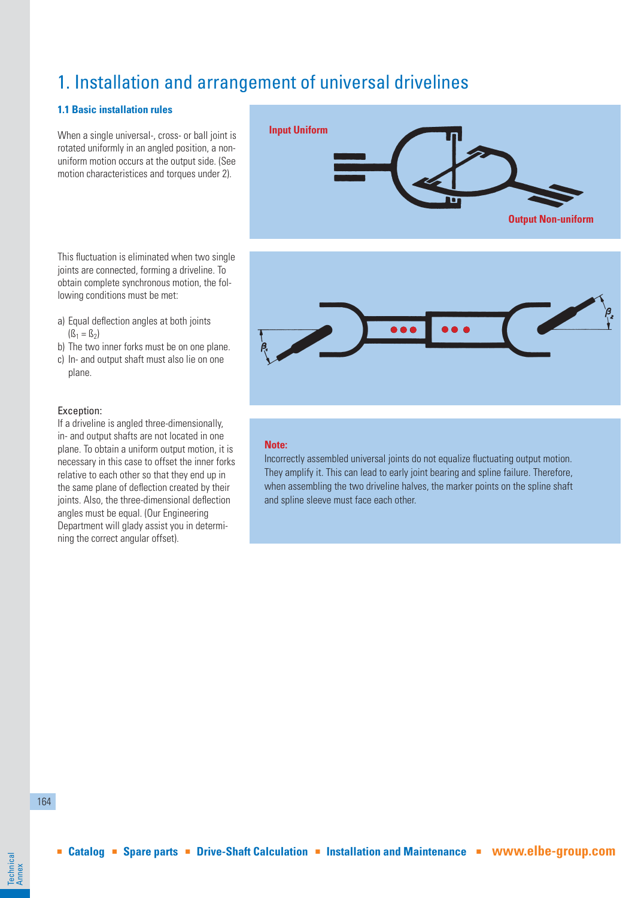# 1. Installation and arrangement of universal drivelines

### 1.1 Basic installation rules

When a single universal-, cross- or ball joint is rotated uniformly in an angled position, a non-uniform motion occurs at the output side. (See motion characteristices and torques under 2).

Input Uniform

Output Non-uniform

This fluctuation is eliminated when two single joints are connected, forming a driveline. To obtain complete synchronous motion, the following conditions must be met:

a) Equal deflection angles at both joints ($ß_1 = ß_2$)
b) The two inner forks must be on one plane.
c) In- and output shaft must also lie on one plane.

Exception:
If a driveline is angled three-dimensionally, in- and output shafts are not located in one plane. To obtain a uniform output motion, it is necessary in this case to offset the inner forks relative to each other so that they end up in the same plane of deflection created by their joints. Also, the three-dimensional deflection angles must be equal. (Our Engineering Department will glady assist you in determining the correct angular offset).

**Note:**
Incorrectly assembled universal joints do not equalize fluctuating output motion. They amplify it. This can lead to early joint bearing and spline failure. Therefore, when assembling the two driveline halves, the marker points on the spline shaft and spline sleeve must face each other.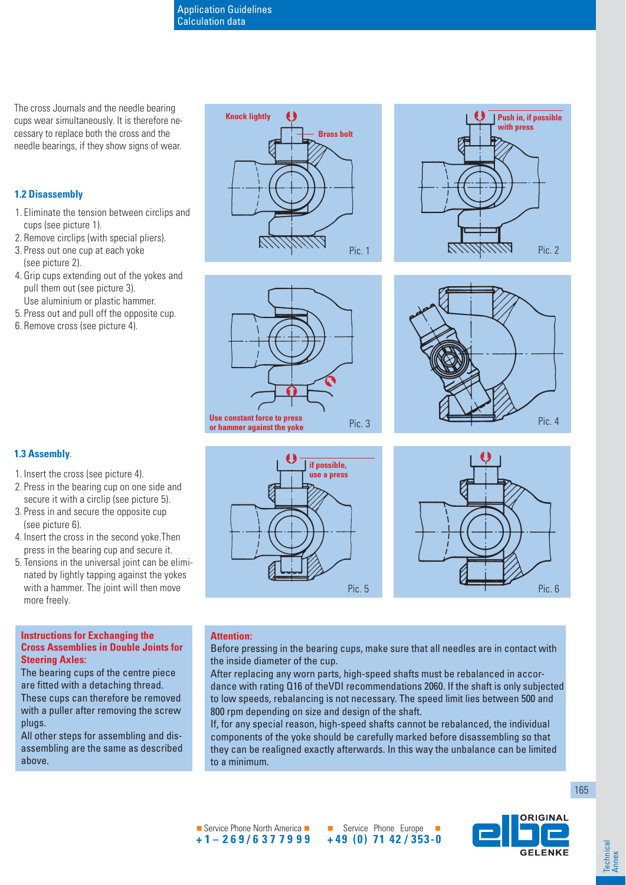The cross Journals and the needle bearing cups wear simultaneously. It is therefore necessary to replace both the cross and the needle bearings, if they show signs of wear.

### 1.2 Disassembly

1. Eliminate the tension between circlips and cups (see picture 1).
2. Remove circlips (with special pliers).
3. Press out one cup at each yoke (see picture 2).
4. Grip cups extending out of the yokes and pull them out (see picture 3). Use aluminium or plastic hammer.
5. Press out and pull off the opposite cup.
6. Remove cross (see picture 4).

Knock lightly — Brass bolt

Pic. 1

Push in, if possible with press

Pic. 2

Use constant force to press or hammer against the yoke

Pic. 3

Pic. 4

### 1.3 Assembly.

1. Insert the cross (see picture 4).
2. Press in the bearing cup on one side and secure it with a circlip (see picture 5).
3. Press in and secure the opposite cup (see picture 6).
4. Insert the cross in the second yoke.Then press in the bearing cup and secure it.
5. Tensions in the universal joint can be eliminated by lightly tapping against the yokes with a hammer. The joint will then move more freely.

if possible, use a press

Pic. 5

Pic. 6

**Instructions for Exchanging the Cross Assemblies in Double Joints for Steering Axles:**

The bearing cups of the centre piece are fitted with a detaching thread. These cups can therefore be removed with a puller after removing the screw plugs.

All other steps for assembling and disassembling are the same as described above.

**Attention:**

Before pressing in the bearing cups, make sure that all needles are in contact with the inside diameter of the cup.

After replacing any worn parts, high-speed shafts must be rebalanced in accordance with rating Q16 of theVDI recommendations 2060. If the shaft is only subjected to low speeds, rebalancing is not necessary. The speed limit lies between 500 and 800 rpm depending on size and design of the shaft.

If, for any special reason, high-speed shafts cannot be rebalanced, the individual components of the yoke should be carefully marked before disassembling so that they can be realigned exactly afterwards. In this way the unbalance can be limited to a minimum.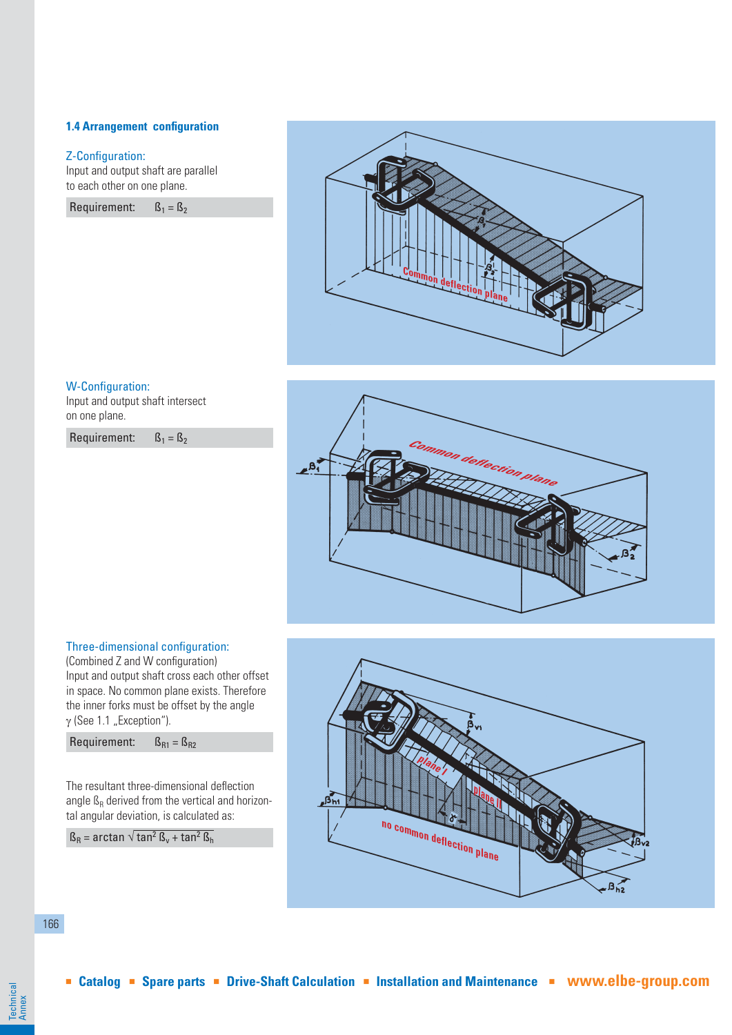### 1.4 Arrangement configuration

Z-Configuration:
Input and output shaft are parallel to each other on one plane.

| Requirement: | $\beta_1 = \beta_2$ |
|---|---|

W-Configuration:
Input and output shaft intersect on one plane.

| Requirement: | $\beta_1 = \beta_2$ |
|---|---|

Three-dimensional configuration:
(Combined Z and W configuration)
Input and output shaft cross each other offset in space. No common plane exists. Therefore the inner forks must be offset by the angle $\gamma$ (See 1.1 „Exception").

| Requirement: | $\beta_{R1} = \beta_{R2}$ |
|---|---|

The resultant three-dimensional deflection angle $\beta_R$ derived from the vertical and horizontal angular deviation, is calculated as:

$$\beta_R = \arctan \sqrt{\tan^2 \beta_v + \tan^2 \beta_h}$$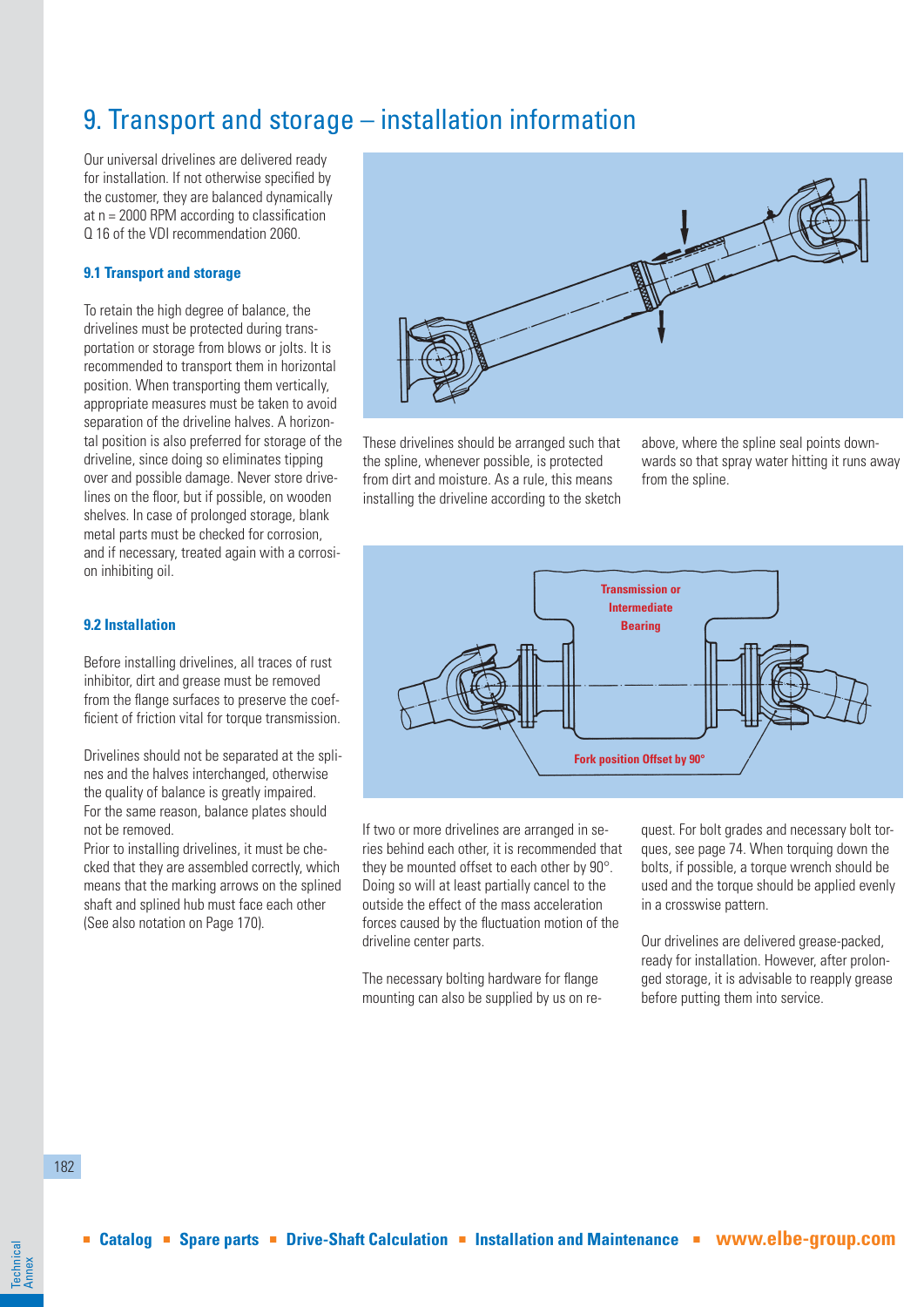# 9. Transport and storage – installation information

Our universal drivelines are delivered ready for installation. If not otherwise specified by the customer, they are balanced dynamically at n = 2000 RPM according to classification Q 16 of the VDI recommendation 2060.

### 9.1 Transport and storage

To retain the high degree of balance, the drivelines must be protected during transportation or storage from blows or jolts. It is recommended to transport them in horizontal position. When transporting them vertically, appropriate measures must be taken to avoid separation of the driveline halves. A horizontal position is also preferred for storage of the driveline, since doing so eliminates tipping over and possible damage. Never store drivelines on the floor, but if possible, on wooden shelves. In case of prolonged storage, blank metal parts must be checked for corrosion, and if necessary, treated again with a corrosion inhibiting oil.

### 9.2 Installation

Before installing drivelines, all traces of rust inhibitor, dirt and grease must be removed from the flange surfaces to preserve the coefficient of friction vital for torque transmission.

Drivelines should not be separated at the splines and the halves interchanged, otherwise the quality of balance is greatly impaired. For the same reason, balance plates should not be removed.

Prior to installing drivelines, it must be checked that they are assembled correctly, which means that the marking arrows on the splined shaft and splined hub must face each other (See also notation on Page 170).

These drivelines should be arranged such that the spline, whenever possible, is protected from dirt and moisture. As a rule, this means installing the driveline according to the sketch above, where the spline seal points downwards so that spray water hitting it runs away from the spline.

Transmission or Intermediate Bearing

Fork position Offset by 90°

If two or more drivelines are arranged in series behind each other, it is recommended that they be mounted offset to each other by 90°. Doing so will at least partially cancel to the outside the effect of the mass acceleration forces caused by the fluctuation motion of the driveline center parts.

The necessary bolting hardware for flange mounting can also be supplied by us on request. For bolt grades and necessary bolt torques, see page 74. When torquing down the bolts, if possible, a torque wrench should be used and the torque should be applied evenly in a crosswise pattern.

Our drivelines are delivered grease-packed, ready for installation. However, after prolonged storage, it is advisable to reapply grease before putting them into service.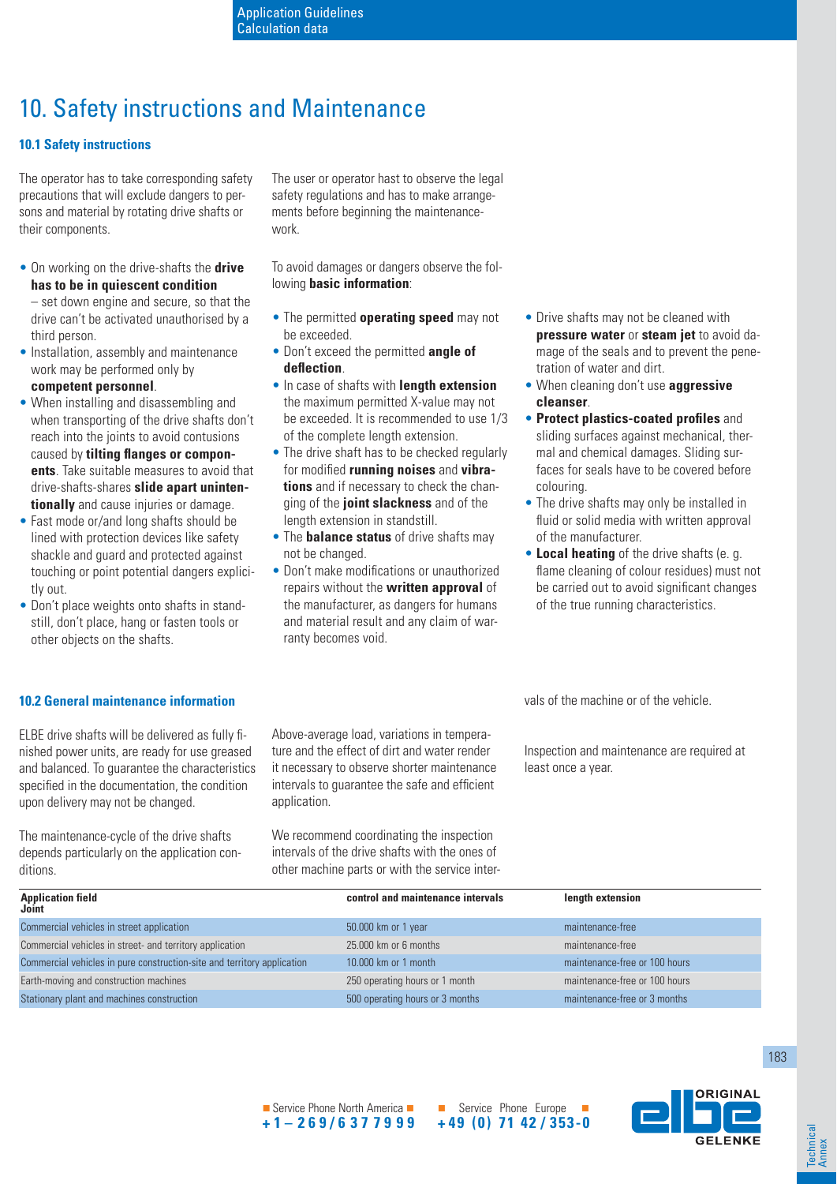# 10. Safety instructions and Maintenance

### 10.1 Safety instructions

The operator has to take corresponding safety precautions that will exclude dangers to persons and material by rotating drive shafts or their components.

- On working on the drive-shafts the **drive has to be in quiescent condition** – set down engine and secure, so that the drive can't be activated unauthorised by a third person.
- Installation, assembly and maintenance work may be performed only by **competent personnel**.
- When installing and disassembling and when transporting of the drive shafts don't reach into the joints to avoid contusions caused by **tilting flanges or components**. Take suitable measures to avoid that drive-shafts-shares **slide apart unintentionally** and cause injuries or damage.
- Fast mode or/and long shafts should be lined with protection devices like safety shackle and guard and protected against touching or point potential dangers explicitly out.
- Don't place weights onto shafts in standstill, don't place, hang or fasten tools or other objects on the shafts.

The user or operator hast to observe the legal safety regulations and has to make arrangements before beginning the maintenance-work.

To avoid damages or dangers observe the following **basic information**:

- The permitted **operating speed** may not be exceeded.
- Don't exceed the permitted **angle of deflection**.
- In case of shafts with **length extension** the maximum permitted X-value may not be exceeded. It is recommended to use 1/3 of the complete length extension.
- The drive shaft has to be checked regularly for modified **running noises** and **vibrations** and if necessary to check the changing of the **joint slackness** and of the length extension in standstill.
- The **balance status** of drive shafts may not be changed.
- Don't make modifications or unauthorized repairs without the **written approval** of the manufacturer, as dangers for humans and material result and any claim of warranty becomes void.
- Drive shafts may not be cleaned with **pressure water** or **steam jet** to avoid damage of the seals and to prevent the penetration of water and dirt.
- When cleaning don't use **aggressive cleanser**.
- **Protect plastics-coated profiles** and sliding surfaces against mechanical, thermal and chemical damages. Sliding surfaces for seals have to be covered before colouring.
- The drive shafts may only be installed in fluid or solid media with written approval of the manufacturer.
- **Local heating** of the drive shafts (e. g. flame cleaning of colour residues) must not be carried out to avoid significant changes of the true running characteristics.

### 10.2 General maintenance information

ELBE drive shafts will be delivered as fully finished power units, are ready for use greased and balanced. To guarantee the characteristics specified in the documentation, the condition upon delivery may not be changed.

The maintenance-cycle of the drive shafts depends particularly on the application conditions.

Above-average load, variations in temperature and the effect of dirt and water render it necessary to observe shorter maintenance intervals to guarantee the safe and efficient application.

We recommend coordinating the inspection intervals of the drive shafts with the ones of other machine parts or with the service intervals of the machine or of the vehicle.

Inspection and maintenance are required at least once a year.

| Application field<br>Joint | control and maintenance intervals | length extension |
|---|---|---|
| Commercial vehicles in street application | 50.000 km or 1 year | maintenance-free |
| Commercial vehicles in street- and territory application | 25.000 km or 6 months | maintenance-free |
| Commercial vehicles in pure construction-site and territory application | 10.000 km or 1 month | maintenance-free or 100 hours |
| Earth-moving and construction machines | 250 operating hours or 1 month | maintenance-free or 100 hours |
| Stationary plant and machines construction | 500 operating hours or 3 months | maintenance-free or 3 months |

Service Phone North America **+1 – 269/6377999** Service Phone Europe **+49 (0) 71 42/353-0**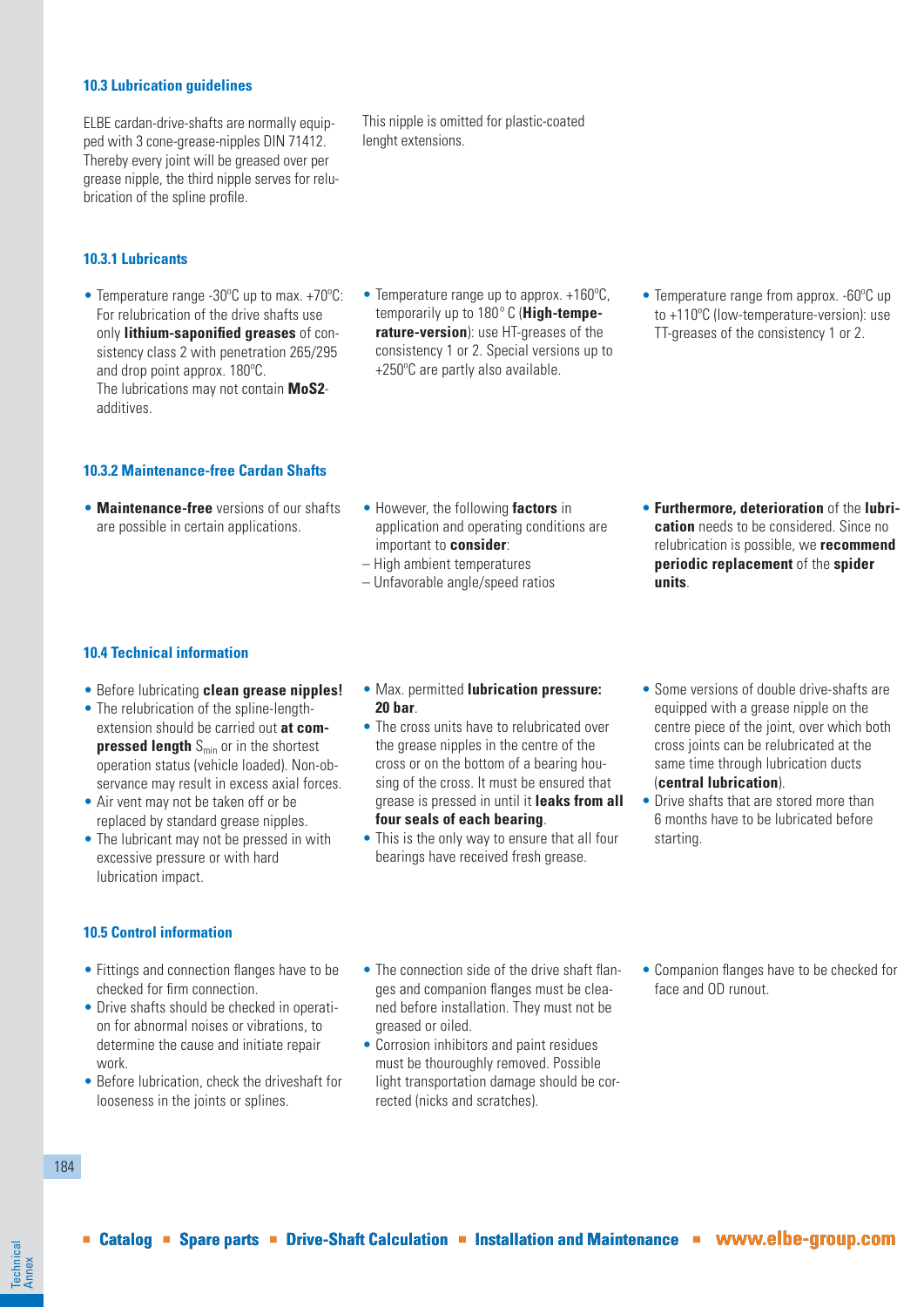### 10.3 Lubrication guidelines

ELBE cardan-drive-shafts are normally equipped with 3 cone-grease-nipples DIN 71412. Thereby every joint will be greased over per grease nipple, the third nipple serves for relubrication of the spline profile.

This nipple is omitted for plastic-coated lenght extensions.

#### 10.3.1 Lubricants

- Temperature range -30ºC up to max. +70ºC: For relubrication of the drive shafts use only **lithium-saponified greases** of consistency class 2 with penetration 265/295 and drop point approx. 180ºC. The lubrications may not contain **MoS2**-additives.
- Temperature range up to approx. +160ºC, temporarily up to 180° C (**High-temperature-version**): use HT-greases of the consistency 1 or 2. Special versions up to +250ºC are partly also available.
- Temperature range from approx. -60ºC up to +110ºC (low-temperature-version): use TT-greases of the consistency 1 or 2.

#### 10.3.2 Maintenance-free Cardan Shafts

- **Maintenance-free** versions of our shafts are possible in certain applications.
- However, the following **factors** in application and operating conditions are important to **consider**:
  - High ambient temperatures
  - Unfavorable angle/speed ratios
- **Furthermore, deterioration** of the **lubrication** needs to be considered. Since no relubrication is possible, we **recommend periodic replacement** of the **spider units**.

### 10.4 Technical information

- Before lubricating **clean grease nipples!**
- The relubrication of the spline-length-extension should be carried out **at compressed length** $S_{min}$ or in the shortest operation status (vehicle loaded). Non-observance may result in excess axial forces.
- Air vent may not be taken off or be replaced by standard grease nipples.
- The lubricant may not be pressed in with excessive pressure or with hard lubrication impact.
- Max. permitted **lubrication pressure: 20 bar**.
- The cross units have to relubricated over the grease nipples in the centre of the cross or on the bottom of a bearing housing of the cross. It must be ensured that grease is pressed in until it **leaks from all four seals of each bearing**.
- This is the only way to ensure that all four bearings have received fresh grease.
- Some versions of double drive-shafts are equipped with a grease nipple on the centre piece of the joint, over which both cross joints can be relubricated at the same time through lubrication ducts (**central lubrication**).
- Drive shafts that are stored more than 6 months have to be lubricated before starting.

### 10.5 Control information

- Fittings and connection flanges have to be checked for firm connection.
- Drive shafts should be checked in operation for abnormal noises or vibrations, to determine the cause and initiate repair work.
- Before lubrication, check the driveshaft for looseness in the joints or splines.
- The connection side of the drive shaft flanges and companion flanges must be cleaned before installation. They must not be greased or oiled.
- Corrosion inhibitors and paint residues must be thouroughly removed. Possible light transportation damage should be corrected (nicks and scratches).
- Companion flanges have to be checked for face and OD runout.